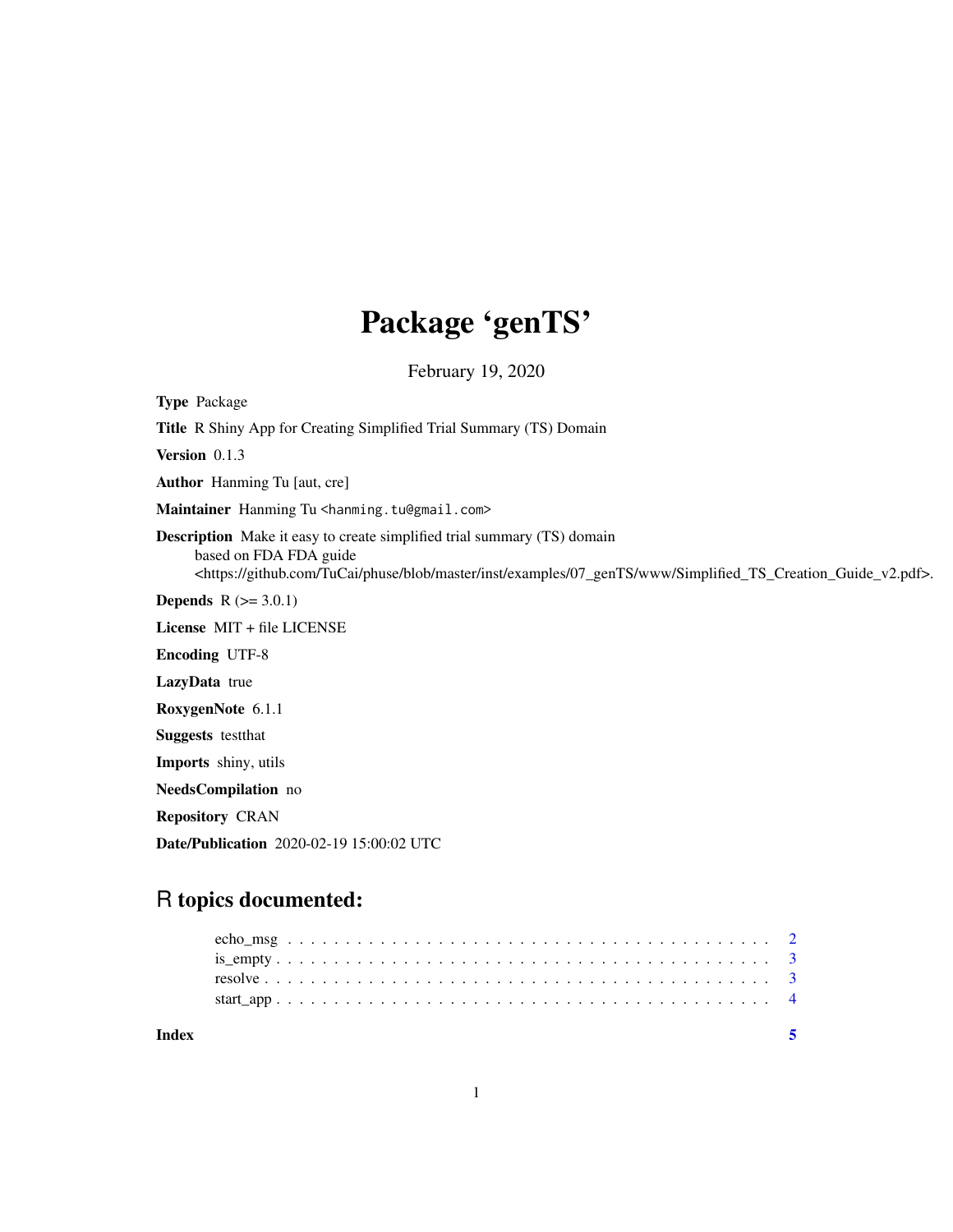# Package 'genTS'

February 19, 2020

**Type** Package

**Title** R Shiny App for Creating Simplified Trial Summary (TS) Domain

**Version** 0.1.3

**Author** Hanming Tu [aut, cre]

**Maintainer** Hanming Tu <hanming.tu@gmail.com>

**Description** Make it easy to create simplified trial summary (TS) domain based on FDA FDA guide <https://github.com/TuCai/phuse/blob/master/inst/examples/07_genTS/www/Simplified_TS_Creation_Guide_v2.pdf>.

**Depends** R (>= 3.0.1)

**License** MIT + file LICENSE

**Encoding** UTF-8

**LazyData** true

**RoxygenNote** 6.1.1

**Suggests** testthat

**Imports** shiny, utils

**NeedsCompilation** no

**Repository** CRAN

**Date/Publication** 2020-02-19 15:00:02 UTC

## R topics documented:

- echo_msg . . . . . . . . . . . . . . . . . . . . . . . . . . . . . . . . . . . . . . . . 2
- is_empty . . . . . . . . . . . . . . . . . . . . . . . . . . . . . . . . . . . . . . . . 3
- resolve . . . . . . . . . . . . . . . . . . . . . . . . . . . . . . . . . . . . . . . . 3
- start_app . . . . . . . . . . . . . . . . . . . . . . . . . . . . . . . . . . . . . . . . 4

**Index** 5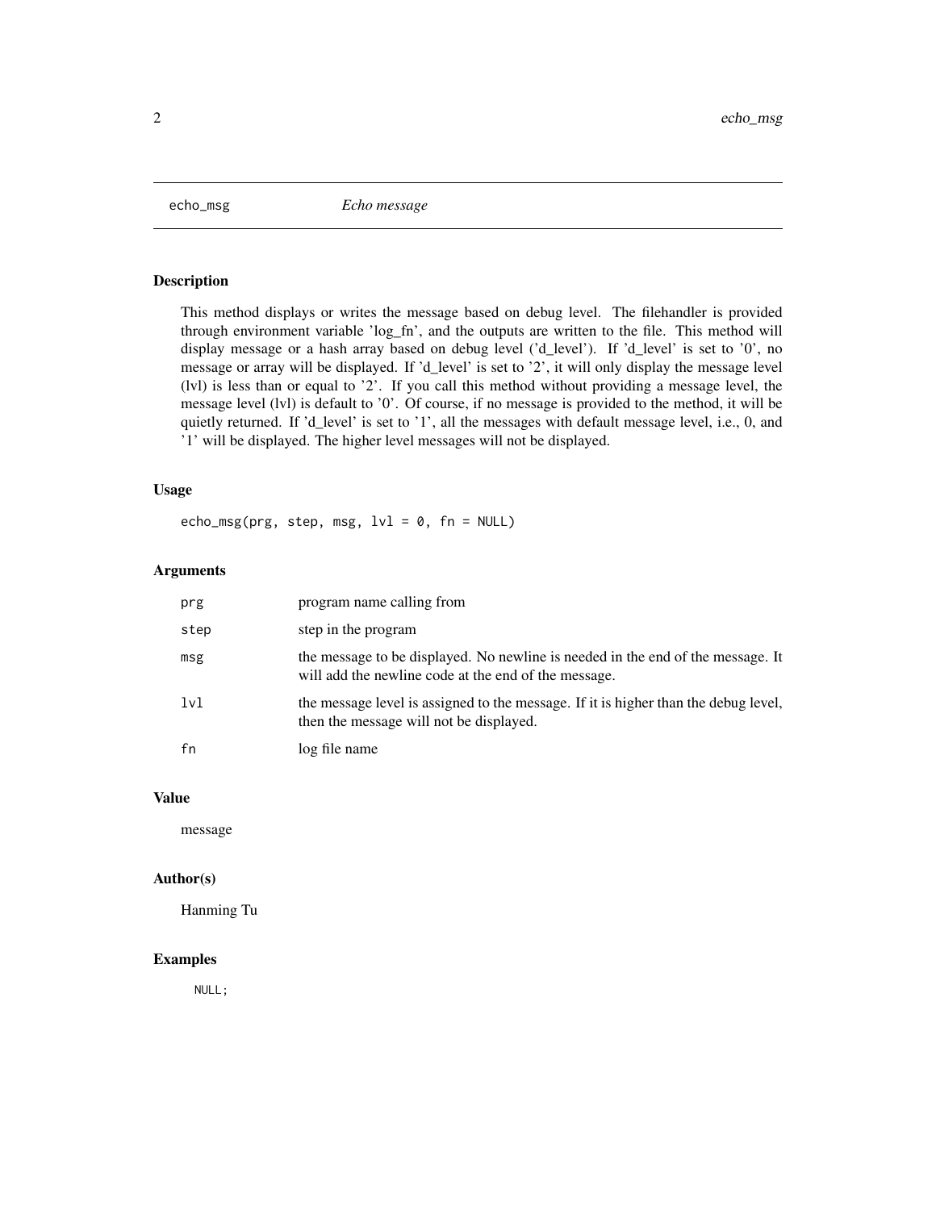# echo_msg — *Echo message*

## Description

This method displays or writes the message based on debug level. The filehandler is provided through environment variable 'log_fn', and the outputs are written to the file. This method will display message or a hash array based on debug level ('d_level'). If 'd_level' is set to '0', no message or array will be displayed. If 'd_level' is set to '2', it will only display the message level (lvl) is less than or equal to '2'. If you call this method without providing a message level, the message level (lvl) is default to '0'. Of course, if no message is provided to the method, it will be quietly returned. If 'd_level' is set to '1', all the messages with default message level, i.e., 0, and '1' will be displayed. The higher level messages will not be displayed.

## Usage

```
echo_msg(prg, step, msg, lvl = 0, fn = NULL)
```

## Arguments

| | |
|---|---|
| `prg` | program name calling from |
| `step` | step in the program |
| `msg` | the message to be displayed. No newline is needed in the end of the message. It will add the newline code at the end of the message. |
| `lvl` | the message level is assigned to the message. If it is higher than the debug level, then the message will not be displayed. |
| `fn` | log file name |

## Value

message

## Author(s)

Hanming Tu

## Examples

```
NULL;
```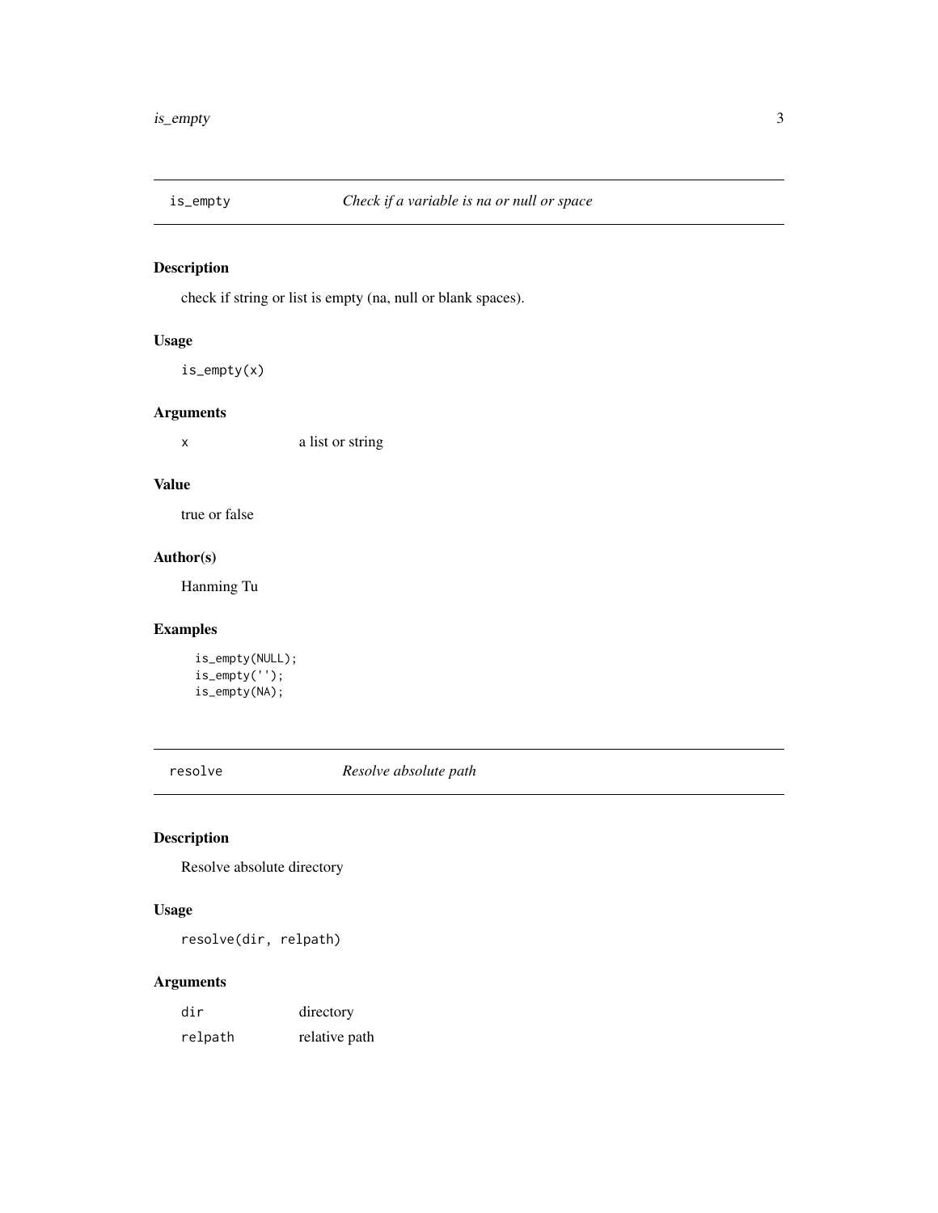## is_empty — *Check if a variable is na or null or space*

### Description

check if string or list is empty (na, null or blank spaces).

### Usage

```
is_empty(x)
```

### Arguments

| | |
|---|---|
| x | a list or string |

### Value

true or false

### Author(s)

Hanming Tu

### Examples

```
is_empty(NULL);
is_empty('');
is_empty(NA);
```

## resolve — *Resolve absolute path*

### Description

Resolve absolute directory

### Usage

```
resolve(dir, relpath)
```

### Arguments

| | |
|---|---|
| dir | directory |
| relpath | relative path |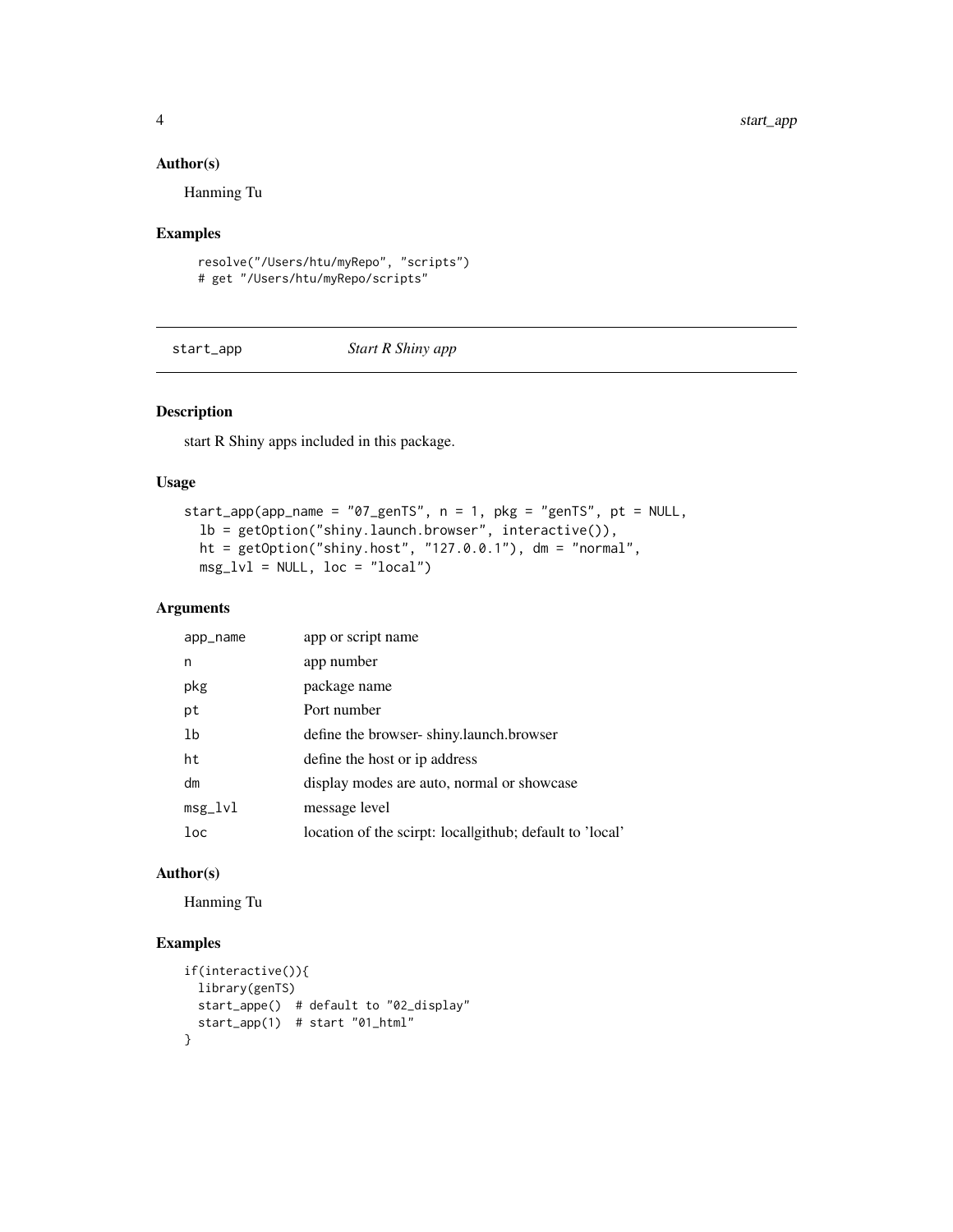### Author(s)

Hanming Tu

### Examples

```
resolve("/Users/htu/myRepo", "scripts")
# get "/Users/htu/myRepo/scripts"
```

---

## start_app — *Start R Shiny app*

### Description

start R Shiny apps included in this package.

### Usage

```
start_app(app_name = "07_genTS", n = 1, pkg = "genTS", pt = NULL,
  lb = getOption("shiny.launch.browser", interactive()),
  ht = getOption("shiny.host", "127.0.0.1"), dm = "normal",
  msg_lvl = NULL, loc = "local")
```

### Arguments

| | |
|---|---|
| `app_name` | app or script name |
| `n` | app number |
| `pkg` | package name |
| `pt` | Port number |
| `lb` | define the browser- shiny.launch.browser |
| `ht` | define the host or ip address |
| `dm` | display modes are auto, normal or showcase |
| `msg_lvl` | message level |
| `loc` | location of the scirpt: local\|github; default to 'local' |

### Author(s)

Hanming Tu

### Examples

```
if(interactive()){
  library(genTS)
  start_appe()  # default to "02_display"
  start_app(1)  # start "01_html"
}
```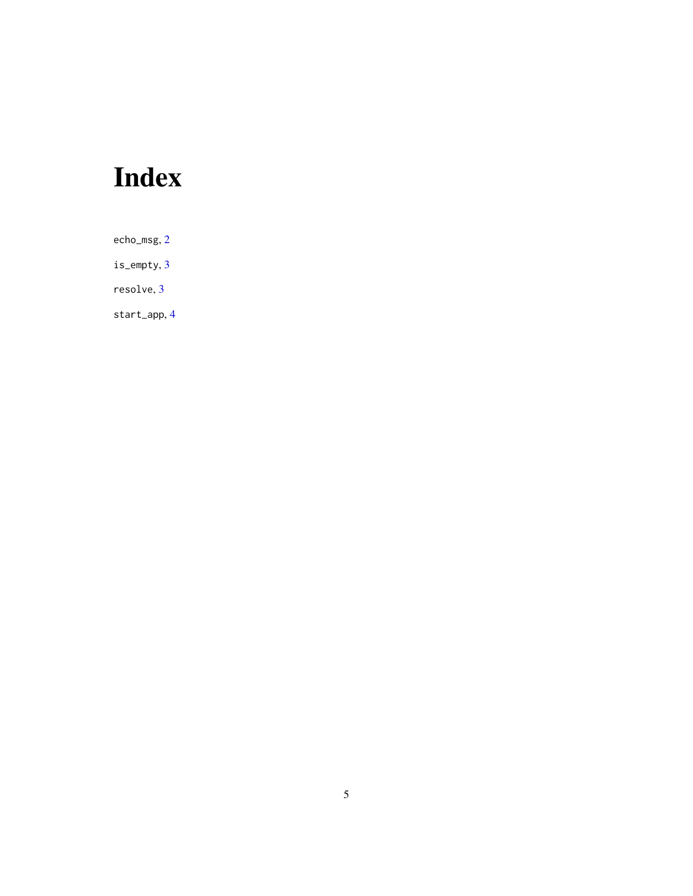# Index

echo_msg, 2

is_empty, 3

resolve, 3

start_app, 4